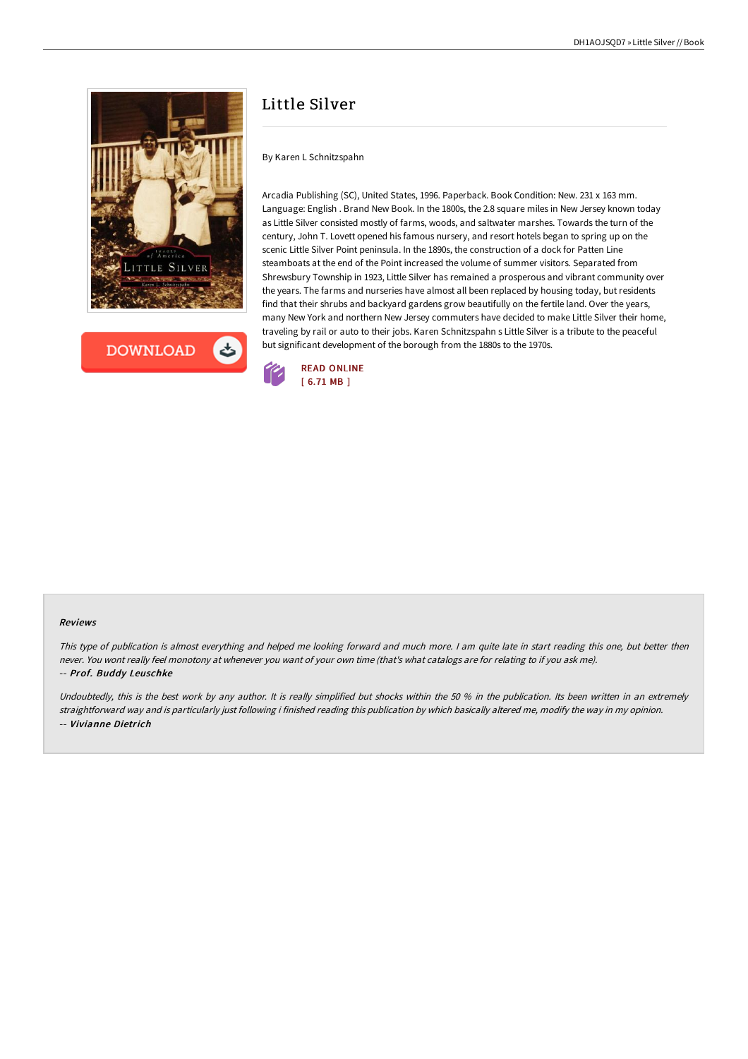# Little Silver

By Karen L Schnitzspahn

Arcadia Publishing (SC), United States, 1996. Paperback. Book Condition: New. 231 x 163 mm. Language: English . Brand New Book. In the 1800s, the 2.8 square miles in New Jersey known today as Little Silver consisted mostly of farms, woods, and saltwater marshes. Towards the turn of the century, John T. Lovett opened his famous nursery, and resort hotels began to spring up on the scenic Little Silver Point peninsula. In the 1890s, the construction of a dock for Patten Line steamboats at the end of the Point increased the volume of summer visitors. Separated from Shrewsbury Township in 1923, Little Silver has remained a prosperous and vibrant community over the years. The farms and nurseries have almost all been replaced by housing today, but residents find that their shrubs and backyard gardens grow beautifully on the fertile land. Over the years, many New York and northern New Jersey commuters have decided to make Little Silver their home, traveling by rail or auto to their jobs. Karen Schnitzspahn s Little Silver is a tribute to the peaceful but significant development of the borough from the 1880s to the 1970s.

READ ONLINE
[ 6.71 MB ]

### Reviews

*This type of publication is almost everything and helped me looking forward and much more. I am quite late in start reading this one, but better then never. You wont really feel monotony at whenever you want of your own time (that's what catalogs are for relating to if you ask me).*

-- ***Prof. Buddy Leuschke***

*Undoubtedly, this is the best work by any author. It is really simplified but shocks within the 50 % in the publication. Its been written in an extremely straightforward way and is particularly just following i finished reading this publication by which basically altered me, modify the way in my opinion.*

-- ***Vivianne Dietrich***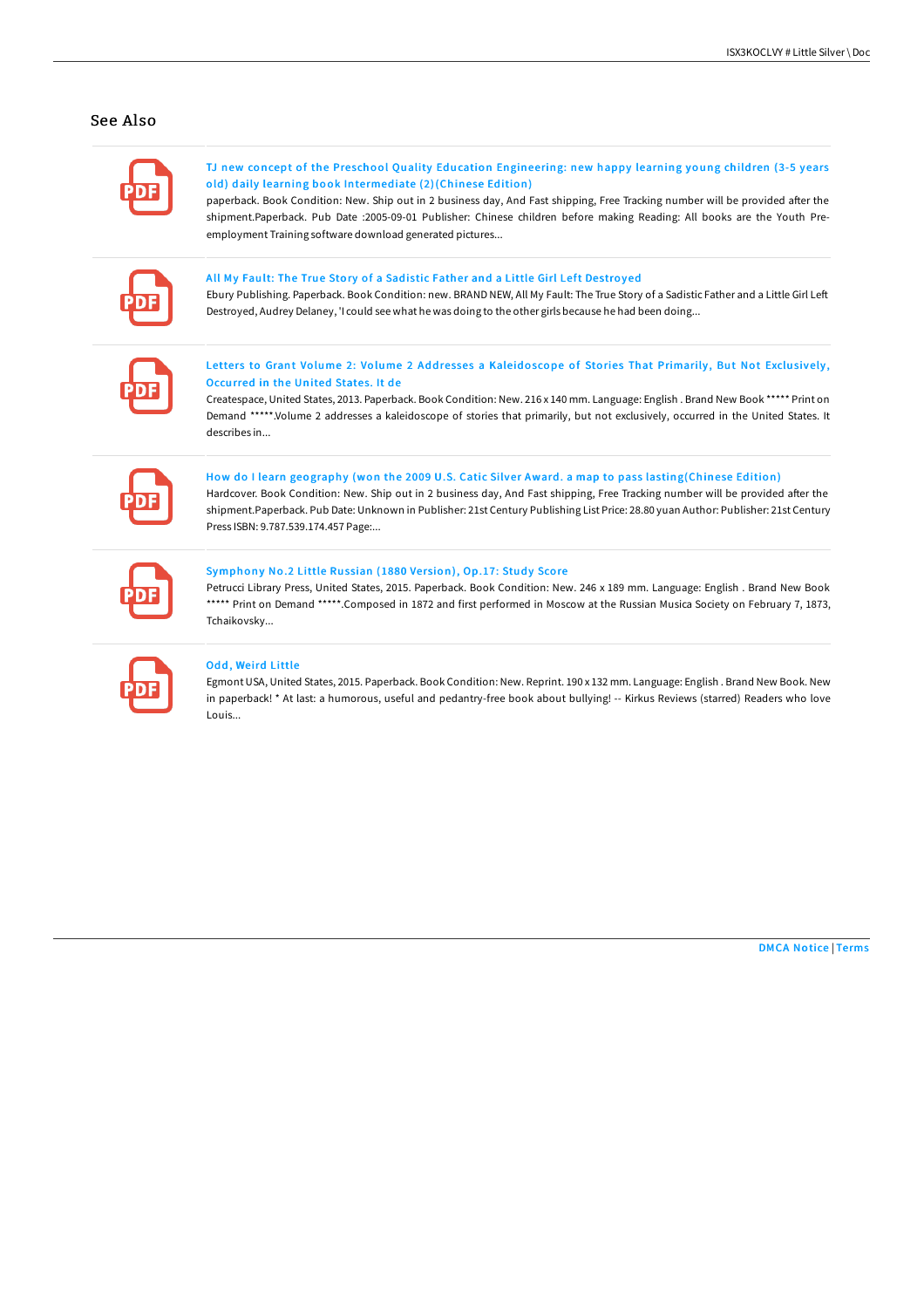## See Also

### TJ new concept of the Preschool Quality Education Engineering: new happy learning young children (3-5 years old) daily learning book Intermediate (2)(Chinese Edition)

paperback. Book Condition: New. Ship out in 2 business day, And Fast shipping, Free Tracking number will be provided after the shipment.Paperback. Pub Date :2005-09-01 Publisher: Chinese children before making Reading: All books are the Youth Pre-employment Training software download generated pictures...

### All My Fault: The True Story of a Sadistic Father and a Little Girl Left Destroyed

Ebury Publishing. Paperback. Book Condition: new. BRAND NEW, All My Fault: The True Story of a Sadistic Father and a Little Girl Left Destroyed, Audrey Delaney, 'I could see what he was doing to the other girls because he had been doing...

### Letters to Grant Volume 2: Volume 2 Addresses a Kaleidoscope of Stories That Primarily, But Not Exclusively, Occurred in the United States. It de

Createspace, United States, 2013. Paperback. Book Condition: New. 216 x 140 mm. Language: English . Brand New Book ***** Print on Demand *****.Volume 2 addresses a kaleidoscope of stories that primarily, but not exclusively, occurred in the United States. It describes in...

### How do I learn geography (won the 2009 U.S. Catic Silver Award. a map to pass lasting(Chinese Edition)

Hardcover. Book Condition: New. Ship out in 2 business day, And Fast shipping, Free Tracking number will be provided after the shipment.Paperback. Pub Date: Unknown in Publisher: 21st Century Publishing List Price: 28.80 yuan Author: Publisher: 21st Century Press ISBN: 9.787.539.174.457 Page:...

### Symphony No.2 Little Russian (1880 Version), Op.17: Study Score

Petrucci Library Press, United States, 2015. Paperback. Book Condition: New. 246 x 189 mm. Language: English . Brand New Book ***** Print on Demand *****.Composed in 1872 and first performed in Moscow at the Russian Musica Society on February 7, 1873, Tchaikovsky...

### Odd, Weird Little

Egmont USA, United States, 2015. Paperback. Book Condition: New. Reprint. 190 x 132 mm. Language: English . Brand New Book. New in paperback! * At last: a humorous, useful and pedantry-free book about bullying! -- Kirkus Reviews (starred) Readers who love Louis...